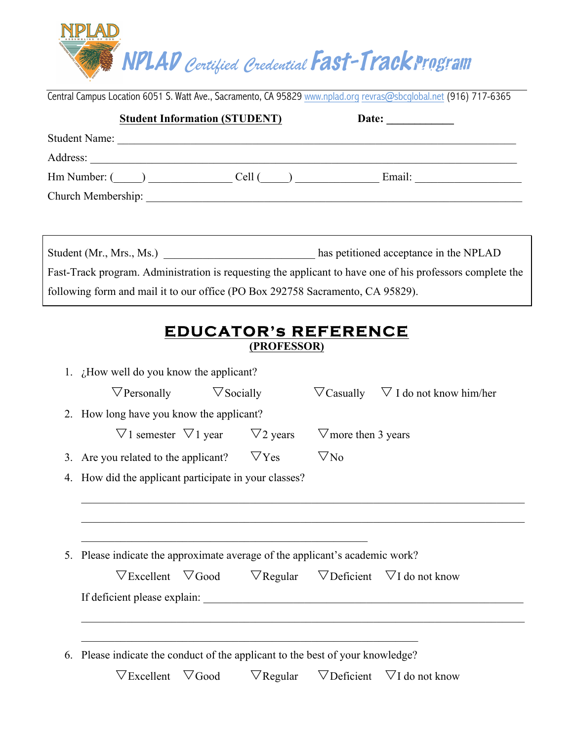# NPLAD Certified Credential Fast-Track Program

Central Campus Location 6051 S. Watt Ave., Sacramento, CA 95829 www.nplad.org revras@sbcglobal.net (916) 717-6365

**Student Information (STUDENT)** **Date: ____________**

Student Name: ______________________________________________________________________

Address: ___________________________________________________________________________

Hm Number: (_____) _______________ Cell (_____) _______________ Email: ___________________

Church Membership: __________________________________________________________________

Student (Mr., Mrs., Ms.) ___________________________ has petitioned acceptance in the NPLAD Fast-Track program. Administration is requesting the applicant to have one of his professors complete the following form and mail it to our office (PO Box 292758 Sacramento, CA 95829).

## EDUCATOR's REFERENCE

**(PROFESSOR)**

1. ¿How well do you know the applicant?

   ▽Personally ▽Socially ▽Casually ▽ I do not know him/her

2. How long have you know the applicant?

   ▽1 semester ▽1 year ▽2 years ▽more then 3 years

3. Are you related to the applicant? ▽Yes ▽No

4. How did the applicant participate in your classes?

   ____________________________________________________________________________

   ____________________________________________________________________________

   ______________________________________________________

5. Please indicate the approximate average of the applicant's academic work?

   ▽Excellent ▽Good ▽Regular ▽Deficient ▽I do not know

   If deficient please explain: ___________________________________________________

   ____________________________________________________________________________

   ______________________________________________________________

6. Please indicate the conduct of the applicant to the best of your knowledge?

   ▽Excellent ▽Good ▽Regular ▽Deficient ▽I do not know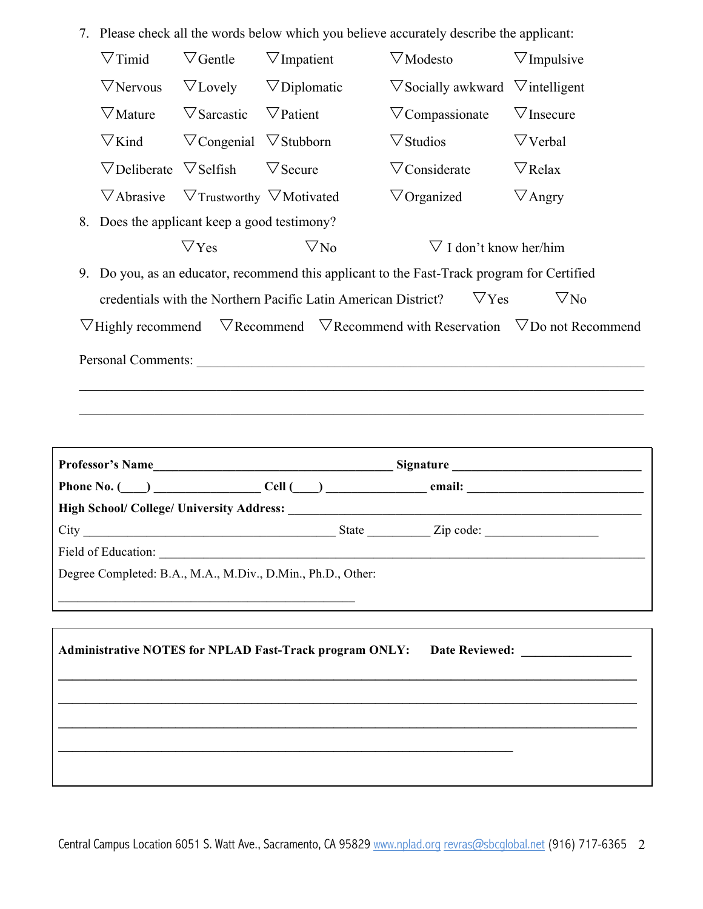7. Please check all the words below which you believe accurately describe the applicant:

| | | | | |
|---|---|---|---|---|
| ▽Timid | ▽Gentle | ▽Impatient | ▽Modesto | ▽Impulsive |
| ▽Nervous | ▽Lovely | ▽Diplomatic | ▽Socially awkward | ▽intelligent |
| ▽Mature | ▽Sarcastic | ▽Patient | ▽Compassionate | ▽Insecure |
| ▽Kind | ▽Congenial | ▽Stubborn | ▽Studios | ▽Verbal |
| ▽Deliberate | ▽Selfish | ▽Secure | ▽Considerate | ▽Relax |
| ▽Abrasive | ▽Trustworthy | ▽Motivated | ▽Organized | ▽Angry |

8. Does the applicant keep a good testimony?

   ▽Yes　　▽No　　▽ I don't know her/him

9. Do you, as an educator, recommend this applicant to the Fast-Track program for Certified credentials with the Northern Pacific Latin American District?　▽Yes　▽No

▽Highly recommend　▽Recommend　▽Recommend with Reservation　▽Do not Recommend

Personal Comments: ____________________________________________

____________________________________________

____________________________________________

**Professor's Name**____________________ **Signature** ____________________

**Phone No. (____)** ______________ **Cell (____)** ______________ **email:** ____________________

**High School/ College/ University Address:** ____________________________________________

City ______________________ State __________ Zip code: ______________

Field of Education: ____________________________________________

Degree Completed: B.A., M.A., M.Div., D.Min., Ph.D., Other:

____________________________________________

**Administrative NOTES for NPLAD Fast-Track program ONLY:**　**Date Reviewed:** ______________

____________________________________________

____________________________________________

____________________________________________

____________________________________________

Central Campus Location 6051 S. Watt Ave., Sacramento, CA 95829 www.nplad.org revras@sbcglobal.net (916) 717-6365